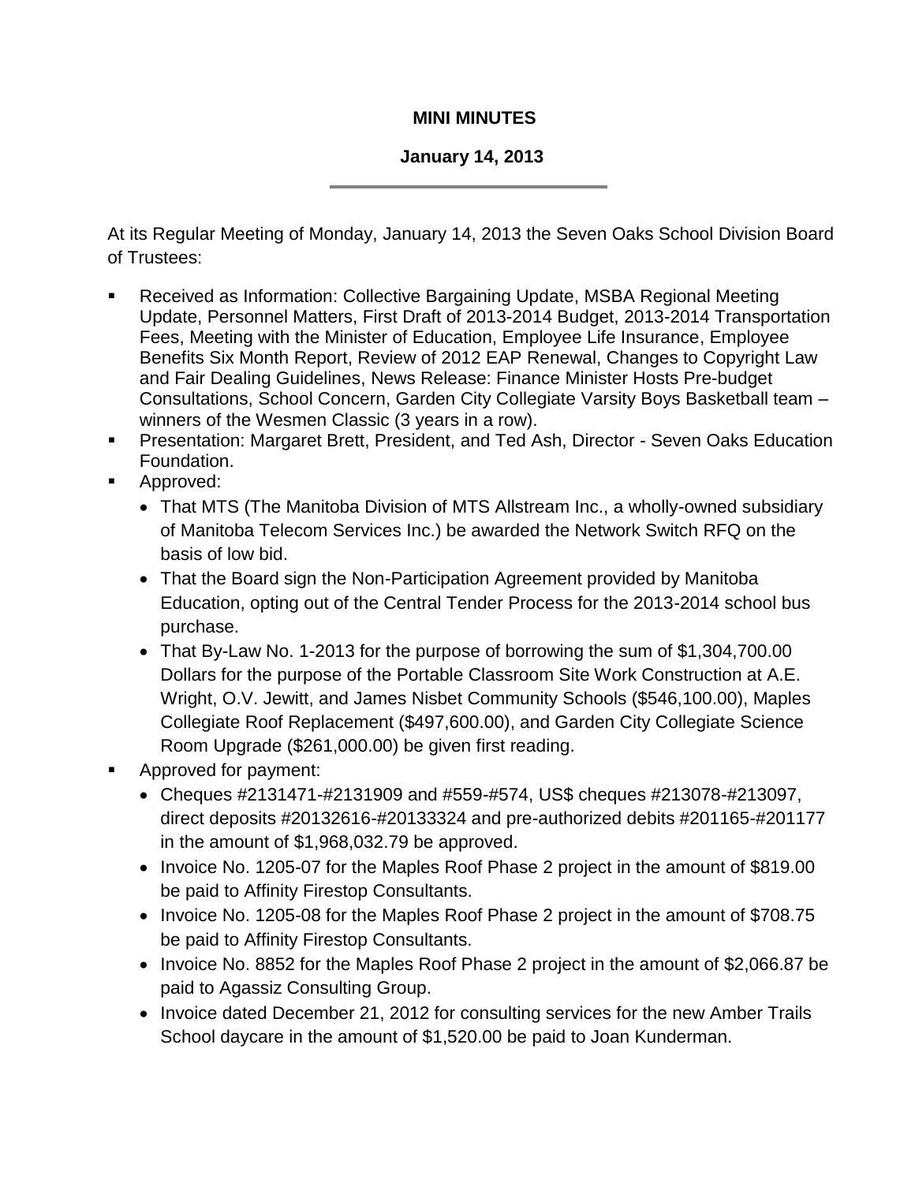**MINI MINUTES**

**January 14, 2013**

---

At its Regular Meeting of Monday, January 14, 2013 the Seven Oaks School Division Board of Trustees:

- Received as Information: Collective Bargaining Update, MSBA Regional Meeting Update, Personnel Matters, First Draft of 2013-2014 Budget, 2013-2014 Transportation Fees, Meeting with the Minister of Education, Employee Life Insurance, Employee Benefits Six Month Report, Review of 2012 EAP Renewal, Changes to Copyright Law and Fair Dealing Guidelines, News Release: Finance Minister Hosts Pre-budget Consultations, School Concern, Garden City Collegiate Varsity Boys Basketball team – winners of the Wesmen Classic (3 years in a row).
- Presentation: Margaret Brett, President, and Ted Ash, Director - Seven Oaks Education Foundation.
- Approved:
  - That MTS (The Manitoba Division of MTS Allstream Inc., a wholly-owned subsidiary of Manitoba Telecom Services Inc.) be awarded the Network Switch RFQ on the basis of low bid.
  - That the Board sign the Non-Participation Agreement provided by Manitoba Education, opting out of the Central Tender Process for the 2013-2014 school bus purchase.
  - That By-Law No. 1-2013 for the purpose of borrowing the sum of $1,304,700.00 Dollars for the purpose of the Portable Classroom Site Work Construction at A.E. Wright, O.V. Jewitt, and James Nisbet Community Schools ($546,100.00), Maples Collegiate Roof Replacement ($497,600.00), and Garden City Collegiate Science Room Upgrade ($261,000.00) be given first reading.
- Approved for payment:
  - Cheques #2131471-#2131909 and #559-#574, US$ cheques #213078-#213097, direct deposits #20132616-#20133324 and pre-authorized debits #201165-#201177 in the amount of $1,968,032.79 be approved.
  - Invoice No. 1205-07 for the Maples Roof Phase 2 project in the amount of $819.00 be paid to Affinity Firestop Consultants.
  - Invoice No. 1205-08 for the Maples Roof Phase 2 project in the amount of $708.75 be paid to Affinity Firestop Consultants.
  - Invoice No. 8852 for the Maples Roof Phase 2 project in the amount of $2,066.87 be paid to Agassiz Consulting Group.
  - Invoice dated December 21, 2012 for consulting services for the new Amber Trails School daycare in the amount of $1,520.00 be paid to Joan Kunderman.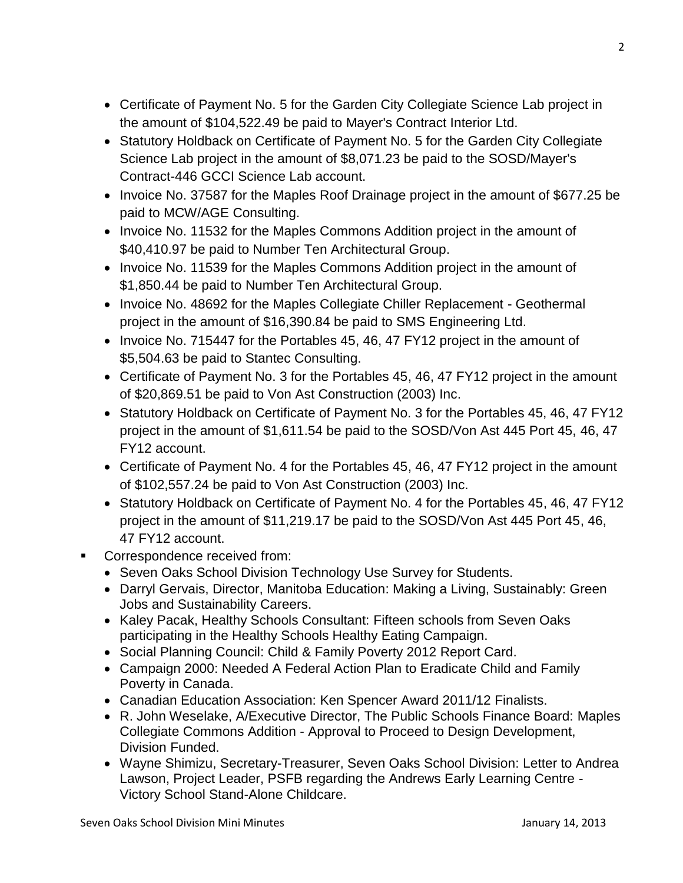- Certificate of Payment No. 5 for the Garden City Collegiate Science Lab project in the amount of $104,522.49 be paid to Mayer's Contract Interior Ltd.
- Statutory Holdback on Certificate of Payment No. 5 for the Garden City Collegiate Science Lab project in the amount of $8,071.23 be paid to the SOSD/Mayer's Contract-446 GCCI Science Lab account.
- Invoice No. 37587 for the Maples Roof Drainage project in the amount of $677.25 be paid to MCW/AGE Consulting.
- Invoice No. 11532 for the Maples Commons Addition project in the amount of $40,410.97 be paid to Number Ten Architectural Group.
- Invoice No. 11539 for the Maples Commons Addition project in the amount of $1,850.44 be paid to Number Ten Architectural Group.
- Invoice No. 48692 for the Maples Collegiate Chiller Replacement - Geothermal project in the amount of $16,390.84 be paid to SMS Engineering Ltd.
- Invoice No. 715447 for the Portables 45, 46, 47 FY12 project in the amount of $5,504.63 be paid to Stantec Consulting.
- Certificate of Payment No. 3 for the Portables 45, 46, 47 FY12 project in the amount of $20,869.51 be paid to Von Ast Construction (2003) Inc.
- Statutory Holdback on Certificate of Payment No. 3 for the Portables 45, 46, 47 FY12 project in the amount of $1,611.54 be paid to the SOSD/Von Ast 445 Port 45, 46, 47 FY12 account.
- Certificate of Payment No. 4 for the Portables 45, 46, 47 FY12 project in the amount of $102,557.24 be paid to Von Ast Construction (2003) Inc.
- Statutory Holdback on Certificate of Payment No. 4 for the Portables 45, 46, 47 FY12 project in the amount of $11,219.17 be paid to the SOSD/Von Ast 445 Port 45, 46, 47 FY12 account.

- Correspondence received from:
  - Seven Oaks School Division Technology Use Survey for Students.
  - Darryl Gervais, Director, Manitoba Education: Making a Living, Sustainably: Green Jobs and Sustainability Careers.
  - Kaley Pacak, Healthy Schools Consultant: Fifteen schools from Seven Oaks participating in the Healthy Schools Healthy Eating Campaign.
  - Social Planning Council: Child & Family Poverty 2012 Report Card.
  - Campaign 2000: Needed A Federal Action Plan to Eradicate Child and Family Poverty in Canada.
  - Canadian Education Association: Ken Spencer Award 2011/12 Finalists.
  - R. John Weselake, A/Executive Director, The Public Schools Finance Board: Maples Collegiate Commons Addition - Approval to Proceed to Design Development, Division Funded.
  - Wayne Shimizu, Secretary-Treasurer, Seven Oaks School Division: Letter to Andrea Lawson, Project Leader, PSFB regarding the Andrews Early Learning Centre - Victory School Stand-Alone Childcare.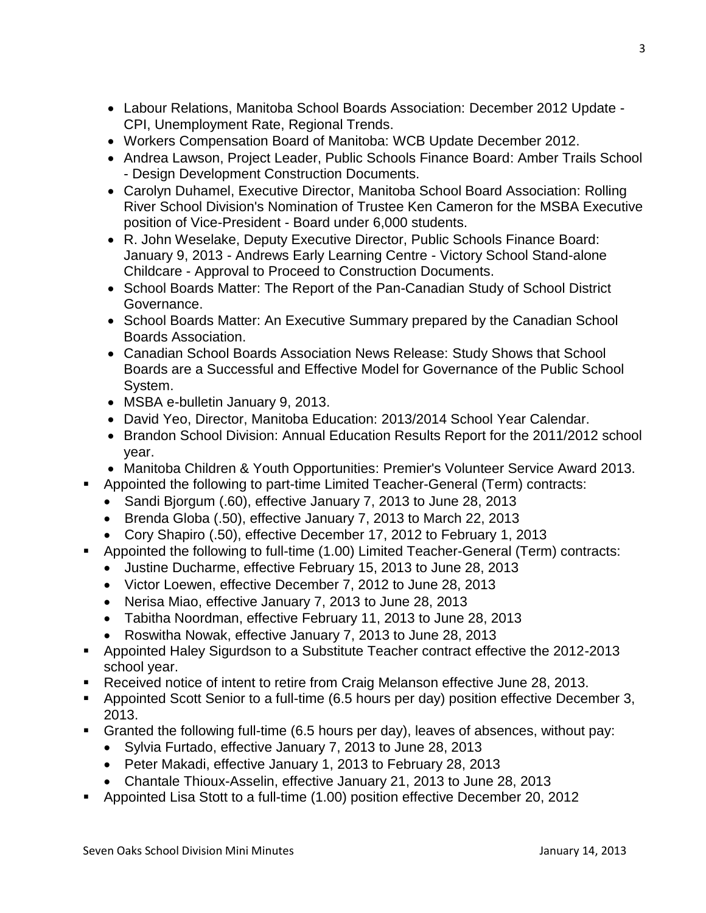- Labour Relations, Manitoba School Boards Association: December 2012 Update - CPI, Unemployment Rate, Regional Trends.
- Workers Compensation Board of Manitoba: WCB Update December 2012.
- Andrea Lawson, Project Leader, Public Schools Finance Board: Amber Trails School - Design Development Construction Documents.
- Carolyn Duhamel, Executive Director, Manitoba School Board Association: Rolling River School Division's Nomination of Trustee Ken Cameron for the MSBA Executive position of Vice-President - Board under 6,000 students.
- R. John Weselake, Deputy Executive Director, Public Schools Finance Board: January 9, 2013 - Andrews Early Learning Centre - Victory School Stand-alone Childcare - Approval to Proceed to Construction Documents.
- School Boards Matter: The Report of the Pan-Canadian Study of School District Governance.
- School Boards Matter: An Executive Summary prepared by the Canadian School Boards Association.
- Canadian School Boards Association News Release: Study Shows that School Boards are a Successful and Effective Model for Governance of the Public School System.
- MSBA e-bulletin January 9, 2013.
- David Yeo, Director, Manitoba Education: 2013/2014 School Year Calendar.
- Brandon School Division: Annual Education Results Report for the 2011/2012 school year.
- Manitoba Children & Youth Opportunities: Premier's Volunteer Service Award 2013.

- Appointed the following to part-time Limited Teacher-General (Term) contracts:
  - Sandi Bjorgum (.60), effective January 7, 2013 to June 28, 2013
  - Brenda Globa (.50), effective January 7, 2013 to March 22, 2013
  - Cory Shapiro (.50), effective December 17, 2012 to February 1, 2013
- Appointed the following to full-time (1.00) Limited Teacher-General (Term) contracts:
  - Justine Ducharme, effective February 15, 2013 to June 28, 2013
  - Victor Loewen, effective December 7, 2012 to June 28, 2013
  - Nerisa Miao, effective January 7, 2013 to June 28, 2013
  - Tabitha Noordman, effective February 11, 2013 to June 28, 2013
  - Roswitha Nowak, effective January 7, 2013 to June 28, 2013
- Appointed Haley Sigurdson to a Substitute Teacher contract effective the 2012-2013 school year.
- Received notice of intent to retire from Craig Melanson effective June 28, 2013.
- Appointed Scott Senior to a full-time (6.5 hours per day) position effective December 3, 2013.
- Granted the following full-time (6.5 hours per day), leaves of absences, without pay:
  - Sylvia Furtado, effective January 7, 2013 to June 28, 2013
  - Peter Makadi, effective January 1, 2013 to February 28, 2013
  - Chantale Thioux-Asselin, effective January 21, 2013 to June 28, 2013
- Appointed Lisa Stott to a full-time (1.00) position effective December 20, 2012